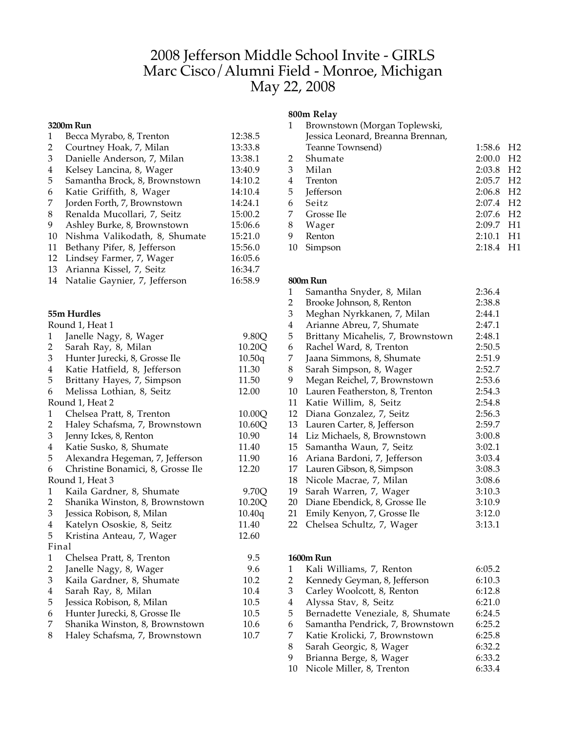# 2008 Jefferson Middle School Invite - GIRLS
## Marc Cisco/Alumni Field - Monroe, Michigan
## May 22, 2008

### 3200m Run

| Place | Name | Time |
|---|---|---|
| 1 | Becca Myrabo, 8, Trenton | 12:38.5 |
| 2 | Courtney Hoak, 7, Milan | 13:33.8 |
| 3 | Danielle Anderson, 7, Milan | 13:38.1 |
| 4 | Kelsey Lancina, 8, Wager | 13:40.9 |
| 5 | Samantha Brock, 8, Brownstown | 14:10.2 |
| 6 | Katie Griffith, 8, Wager | 14:10.4 |
| 7 | Jorden Forth, 7, Brownstown | 14:24.1 |
| 8 | Renalda Mucollari, 7, Seitz | 15:00.2 |
| 9 | Ashley Burke, 8, Brownstown | 15:06.6 |
| 10 | Nishma Valikodath, 8, Shumate | 15:21.0 |
| 11 | Bethany Pifer, 8, Jefferson | 15:56.0 |
| 12 | Lindsey Farmer, 7, Wager | 16:05.6 |
| 13 | Arianna Kissel, 7, Seitz | 16:34.7 |
| 14 | Natalie Gaynier, 7, Jefferson | 16:58.9 |

### 55m Hurdles

Round 1, Heat 1

| Place | Name | Time |
|---|---|---|
| 1 | Janelle Nagy, 8, Wager | 9.80Q |
| 2 | Sarah Ray, 8, Milan | 10.20Q |
| 3 | Hunter Jurecki, 8, Grosse Ile | 10.50q |
| 4 | Katie Hatfield, 8, Jefferson | 11.30 |
| 5 | Brittany Hayes, 7, Simpson | 11.50 |
| 6 | Melissa Lothian, 8, Seitz | 12.00 |

Round 1, Heat 2

| Place | Name | Time |
|---|---|---|
| 1 | Chelsea Pratt, 8, Trenton | 10.00Q |
| 2 | Haley Schafsma, 7, Brownstown | 10.60Q |
| 3 | Jenny Ickes, 8, Renton | 10.90 |
| 4 | Katie Susko, 8, Shumate | 11.40 |
| 5 | Alexandra Hegeman, 7, Jefferson | 11.90 |
| 6 | Christine Bonamici, 8, Grosse Ile | 12.20 |

Round 1, Heat 3

| Place | Name | Time |
|---|---|---|
| 1 | Kaila Gardner, 8, Shumate | 9.70Q |
| 2 | Shanika Winston, 8, Brownstown | 10.20Q |
| 3 | Jessica Robison, 8, Milan | 10.40q |
| 4 | Katelyn Ososkie, 8, Seitz | 11.40 |
| 5 | Kristina Anteau, 7, Wager | 12.60 |

Final

| Place | Name | Time |
|---|---|---|
| 1 | Chelsea Pratt, 8, Trenton | 9.5 |
| 2 | Janelle Nagy, 8, Wager | 9.6 |
| 3 | Kaila Gardner, 8, Shumate | 10.2 |
| 4 | Sarah Ray, 8, Milan | 10.4 |
| 5 | Jessica Robison, 8, Milan | 10.5 |
| 6 | Hunter Jurecki, 8, Grosse Ile | 10.5 |
| 7 | Shanika Winston, 8, Brownstown | 10.6 |
| 8 | Haley Schafsma, 7, Brownstown | 10.7 |

### 800m Relay

| Place | Team | Time | Heat |
|---|---|---|---|
| 1 | Brownstown (Morgan Toplewski, Jessica Leonard, Breanna Brennan, Teanne Townsend) | 1:58.6 | H2 |
| 2 | Shumate | 2:00.0 | H2 |
| 3 | Milan | 2:03.8 | H2 |
| 4 | Trenton | 2:05.7 | H2 |
| 5 | Jefferson | 2:06.8 | H2 |
| 6 | Seitz | 2:07.4 | H2 |
| 7 | Grosse Ile | 2:07.6 | H2 |
| 8 | Wager | 2:09.7 | H1 |
| 9 | Renton | 2:10.1 | H1 |
| 10 | Simpson | 2:18.4 | H1 |

### 800m Run

| Place | Name | Time |
|---|---|---|
| 1 | Samantha Snyder, 8, Milan | 2:36.4 |
| 2 | Brooke Johnson, 8, Renton | 2:38.8 |
| 3 | Meghan Nyrkkanen, 7, Milan | 2:44.1 |
| 4 | Arianne Abreu, 7, Shumate | 2:47.1 |
| 5 | Brittany Micahelis, 7, Brownstown | 2:48.1 |
| 6 | Rachel Ward, 8, Trenton | 2:50.5 |
| 7 | Jaana Simmons, 8, Shumate | 2:51.9 |
| 8 | Sarah Simpson, 8, Wager | 2:52.7 |
| 9 | Megan Reichel, 7, Brownstown | 2:53.6 |
| 10 | Lauren Featherston, 8, Trenton | 2:54.3 |
| 11 | Katie Willim, 8, Seitz | 2:54.8 |
| 12 | Diana Gonzalez, 7, Seitz | 2:56.3 |
| 13 | Lauren Carter, 8, Jefferson | 2:59.7 |
| 14 | Liz Michaels, 8, Brownstown | 3:00.8 |
| 15 | Samantha Waun, 7, Seitz | 3:02.1 |
| 16 | Ariana Bardoni, 7, Jefferson | 3:03.4 |
| 17 | Lauren Gibson, 8, Simpson | 3:08.3 |
| 18 | Nicole Macrae, 7, Milan | 3:08.6 |
| 19 | Sarah Warren, 7, Wager | 3:10.3 |
| 20 | Diane Ebendick, 8, Grosse Ile | 3:10.9 |
| 21 | Emily Kenyon, 7, Grosse Ile | 3:12.0 |
| 22 | Chelsea Schultz, 7, Wager | 3:13.1 |

### 1600m Run

| Place | Name | Time |
|---|---|---|
| 1 | Kali Williams, 7, Renton | 6:05.2 |
| 2 | Kennedy Geyman, 8, Jefferson | 6:10.3 |
| 3 | Carley Woolcott, 8, Renton | 6:12.8 |
| 4 | Alyssa Stav, 8, Seitz | 6:21.0 |
| 5 | Bernadette Veneziale, 8, Shumate | 6:24.5 |
| 6 | Samantha Pendrick, 7, Brownstown | 6:25.2 |
| 7 | Katie Krolicki, 7, Brownstown | 6:25.8 |
| 8 | Sarah Georgic, 8, Wager | 6:32.2 |
| 9 | Brianna Berge, 8, Wager | 6:33.2 |
| 10 | Nicole Miller, 8, Trenton | 6:33.4 |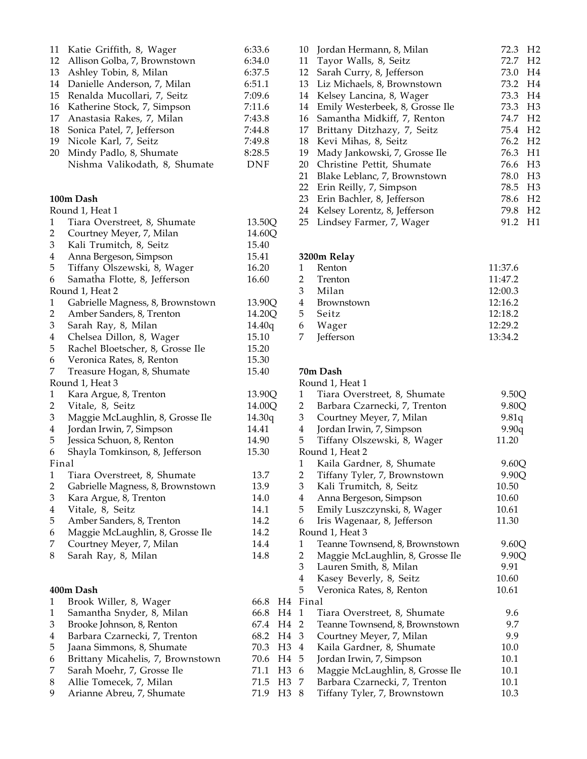| Place | Name | Time |
|---|---|---|
| 11 | Katie Griffith, 8, Wager | 6:33.6 |
| 12 | Allison Golba, 7, Brownstown | 6:34.0 |
| 13 | Ashley Tobin, 8, Milan | 6:37.5 |
| 14 | Danielle Anderson, 7, Milan | 6:51.1 |
| 15 | Renalda Mucollari, 7, Seitz | 7:09.6 |
| 16 | Katherine Stock, 7, Simpson | 7:11.6 |
| 17 | Anastasia Rakes, 7, Milan | 7:43.8 |
| 18 | Sonica Patel, 7, Jefferson | 7:44.8 |
| 19 | Nicole Karl, 7, Seitz | 7:49.8 |
| 20 | Mindy Padlo, 8, Shumate | 8:28.5 |
| | Nishma Valikodath, 8, Shumate | DNF |

**100m Dash**

| Place | Name | Time |
|---|---|---|
| Round 1, Heat 1 | | |
| 1 | Tiara Overstreet, 8, Shumate | 13.50Q |
| 2 | Courtney Meyer, 7, Milan | 14.60Q |
| 3 | Kali Trumitch, 8, Seitz | 15.40 |
| 4 | Anna Bergeson, Simpson | 15.41 |
| 5 | Tiffany Olszewski, 8, Wager | 16.20 |
| 6 | Samatha Flotte, 8, Jefferson | 16.60 |
| Round 1, Heat 2 | | |
| 1 | Gabrielle Magness, 8, Brownstown | 13.90Q |
| 2 | Amber Sanders, 8, Trenton | 14.20Q |
| 3 | Sarah Ray, 8, Milan | 14.40q |
| 4 | Chelsea Dillon, 8, Wager | 15.10 |
| 5 | Rachel Bloetscher, 8, Grosse Ile | 15.20 |
| 6 | Veronica Rates, 8, Renton | 15.30 |
| 7 | Treasure Hogan, 8, Shumate | 15.40 |
| Round 1, Heat 3 | | |
| 1 | Kara Argue, 8, Trenton | 13.90Q |
| 2 | Vitale, 8, Seitz | 14.00Q |
| 3 | Maggie McLaughlin, 8, Grosse Ile | 14.30q |
| 4 | Jordan Irwin, 7, Simpson | 14.41 |
| 5 | Jessica Schuon, 8, Renton | 14.90 |
| 6 | Shayla Tomkinson, 8, Jefferson | 15.30 |
| Final | | |
| 1 | Tiara Overstreet, 8, Shumate | 13.7 |
| 2 | Gabrielle Magness, 8, Brownstown | 13.9 |
| 3 | Kara Argue, 8, Trenton | 14.0 |
| 4 | Vitale, 8, Seitz | 14.1 |
| 5 | Amber Sanders, 8, Trenton | 14.2 |
| 6 | Maggie McLaughlin, 8, Grosse Ile | 14.2 |
| 7 | Courtney Meyer, 7, Milan | 14.4 |
| 8 | Sarah Ray, 8, Milan | 14.8 |

**400m Dash**

| Place | Name | Time | Heat |
|---|---|---|---|
| 1 | Brook Willer, 8, Wager | 66.8 | H4 |
| 1 | Samantha Snyder, 8, Milan | 66.8 | H4 |
| 3 | Brooke Johnson, 8, Renton | 67.4 | H4 |
| 4 | Barbara Czarnecki, 7, Trenton | 68.2 | H4 |
| 5 | Jaana Simmons, 8, Shumate | 70.3 | H3 |
| 6 | Brittany Micahelis, 7, Brownstown | 70.6 | H4 |
| 7 | Sarah Moehr, 7, Grosse Ile | 71.1 | H3 |
| 8 | Allie Tomecek, 7, Milan | 71.5 | H3 |
| 9 | Arianne Abreu, 7, Shumate | 71.9 | H3 |
| 10 | Jordan Hermann, 8, Milan | 72.3 | H2 |
| 11 | Tayor Walls, 8, Seitz | 72.7 | H2 |
| 12 | Sarah Curry, 8, Jefferson | 73.0 | H4 |
| 13 | Liz Michaels, 8, Brownstown | 73.2 | H4 |
| 14 | Kelsey Lancina, 8, Wager | 73.3 | H4 |
| 14 | Emily Westerbeek, 8, Grosse Ile | 73.3 | H3 |
| 16 | Samantha Midkiff, 7, Renton | 74.7 | H2 |
| 17 | Brittany Ditzhazy, 7, Seitz | 75.4 | H2 |
| 18 | Kevi Mihas, 8, Seitz | 76.2 | H2 |
| 19 | Mady Jankowski, 7, Grosse Ile | 76.3 | H1 |
| 20 | Christine Pettit, Shumate | 76.6 | H3 |
| 21 | Blake Leblanc, 7, Brownstown | 78.0 | H3 |
| 22 | Erin Reilly, 7, Simpson | 78.5 | H3 |
| 23 | Erin Bachler, 8, Jefferson | 78.6 | H2 |
| 24 | Kelsey Lorentz, 8, Jefferson | 79.8 | H2 |
| 25 | Lindsey Farmer, 7, Wager | 91.2 | H1 |

**3200m Relay**

| Place | Team | Time |
|---|---|---|
| 1 | Renton | 11:37.6 |
| 2 | Trenton | 11:47.2 |
| 3 | Milan | 12:00.3 |
| 4 | Brownstown | 12:16.2 |
| 5 | Seitz | 12:18.2 |
| 6 | Wager | 12:29.2 |
| 7 | Jefferson | 13:34.2 |

**70m Dash**

| Place | Name | Time |
|---|---|---|
| Round 1, Heat 1 | | |
| 1 | Tiara Overstreet, 8, Shumate | 9.50Q |
| 2 | Barbara Czarnecki, 7, Trenton | 9.80Q |
| 3 | Courtney Meyer, 7, Milan | 9.81q |
| 4 | Jordan Irwin, 7, Simpson | 9.90q |
| 5 | Tiffany Olszewski, 8, Wager | 11.20 |
| Round 1, Heat 2 | | |
| 1 | Kaila Gardner, 8, Shumate | 9.60Q |
| 2 | Tiffany Tyler, 7, Brownstown | 9.90Q |
| 3 | Kali Trumitch, 8, Seitz | 10.50 |
| 4 | Anna Bergeson, Simpson | 10.60 |
| 5 | Emily Luszczynski, 8, Wager | 10.61 |
| 6 | Iris Wagenaar, 8, Jefferson | 11.30 |
| Round 1, Heat 3 | | |
| 1 | Teanne Townsend, 8, Brownstown | 9.60Q |
| 2 | Maggie McLaughlin, 8, Grosse Ile | 9.90Q |
| 3 | Lauren Smith, 8, Milan | 9.91 |
| 4 | Kasey Beverly, 8, Seitz | 10.60 |
| 5 | Veronica Rates, 8, Renton | 10.61 |
| Final | | |
| 1 | Tiara Overstreet, 8, Shumate | 9.6 |
| 2 | Teanne Townsend, 8, Brownstown | 9.7 |
| 3 | Courtney Meyer, 7, Milan | 9.9 |
| 4 | Kaila Gardner, 8, Shumate | 10.0 |
| 5 | Jordan Irwin, 7, Simpson | 10.1 |
| 6 | Maggie McLaughlin, 8, Grosse Ile | 10.1 |
| 7 | Barbara Czarnecki, 7, Trenton | 10.1 |
| 8 | Tiffany Tyler, 7, Brownstown | 10.3 |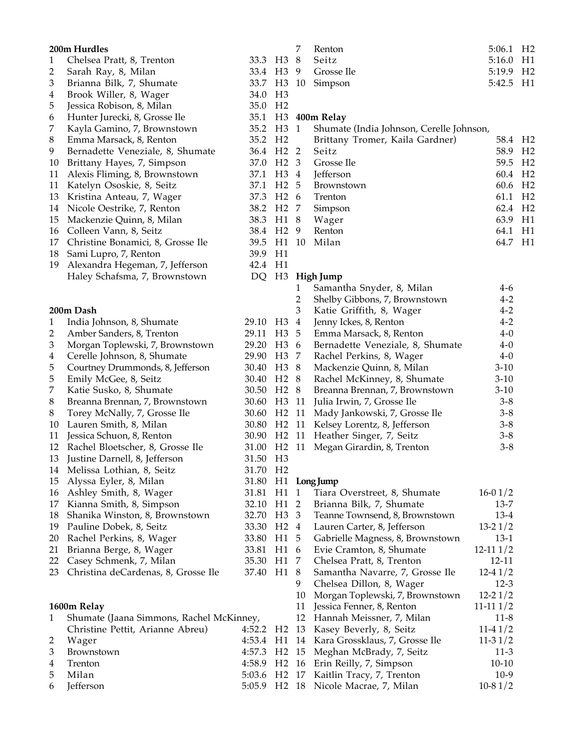**200m Hurdles**

| Place | Name | Time | Heat |
|---|---|---|---|
| 1 | Chelsea Pratt, 8, Trenton | 33.3 | H3 |
| 2 | Sarah Ray, 8, Milan | 33.4 | H3 |
| 3 | Brianna Bilk, 7, Shumate | 33.7 | H3 |
| 4 | Brook Willer, 8, Wager | 34.0 | H3 |
| 5 | Jessica Robison, 8, Milan | 35.0 | H2 |
| 6 | Hunter Jurecki, 8, Grosse Ile | 35.1 | H3 |
| 7 | Kayla Gamino, 7, Brownstown | 35.2 | H3 |
| 8 | Emma Marsack, 8, Renton | 35.2 | H2 |
| 9 | Bernadette Veneziale, 8, Shumate | 36.4 | H2 |
| 10 | Brittany Hayes, 7, Simpson | 37.0 | H2 |
| 11 | Alexis Fliming, 8, Brownstown | 37.1 | H3 |
| 11 | Katelyn Ososkie, 8, Seitz | 37.1 | H2 |
| 13 | Kristina Anteau, 7, Wager | 37.3 | H2 |
| 14 | Nicole Oestrike, 7, Renton | 38.2 | H2 |
| 15 | Mackenzie Quinn, 8, Milan | 38.3 | H1 |
| 16 | Colleen Vann, 8, Seitz | 38.4 | H2 |
| 17 | Christine Bonamici, 8, Grosse Ile | 39.5 | H1 |
| 18 | Sami Lupro, 7, Renton | 39.9 | H1 |
| 19 | Alexandra Hegeman, 7, Jefferson | 42.4 | H1 |
| | Haley Schafsma, 7, Brownstown | DQ | H3 |

**200m Dash**

| Place | Name | Time | Heat |
|---|---|---|---|
| 1 | India Johnson, 8, Shumate | 29.10 | H3 |
| 2 | Amber Sanders, 8, Trenton | 29.11 | H3 |
| 3 | Morgan Toplewski, 7, Brownstown | 29.20 | H3 |
| 4 | Cerelle Johnson, 8, Shumate | 29.90 | H3 |
| 5 | Courtney Drummonds, 8, Jefferson | 30.40 | H3 |
| 5 | Emily McGee, 8, Seitz | 30.40 | H2 |
| 7 | Katie Susko, 8, Shumate | 30.50 | H2 |
| 8 | Breanna Brennan, 7, Brownstown | 30.60 | H3 |
| 8 | Torey McNally, 7, Grosse Ile | 30.60 | H2 |
| 10 | Lauren Smith, 8, Milan | 30.80 | H2 |
| 11 | Jessica Schuon, 8, Renton | 30.90 | H2 |
| 12 | Rachel Bloetscher, 8, Grosse Ile | 31.00 | H2 |
| 13 | Justine Darnell, 8, Jefferson | 31.50 | H3 |
| 14 | Melissa Lothian, 8, Seitz | 31.70 | H2 |
| 15 | Alyssa Eyler, 8, Milan | 31.80 | H1 |
| 16 | Ashley Smith, 8, Wager | 31.81 | H1 |
| 17 | Kianna Smith, 8, Simpson | 32.10 | H1 |
| 18 | Shanika Winston, 8, Brownstown | 32.70 | H3 |
| 19 | Pauline Dobek, 8, Seitz | 33.30 | H2 |
| 20 | Rachel Perkins, 8, Wager | 33.80 | H1 |
| 21 | Brianna Berge, 8, Wager | 33.81 | H1 |
| 22 | Casey Schmenk, 7, Milan | 35.30 | H1 |
| 23 | Christina deCardenas, 8, Grosse Ile | 37.40 | H1 |

**1600m Relay**

| Place | Team | Time | Heat |
|---|---|---|---|
| 1 | Shumate (Jaana Simmons, Rachel McKinney, Christine Pettit, Arianne Abreu) | 4:52.2 | H2 |
| 2 | Wager | 4:53.4 | H1 |
| 3 | Brownstown | 4:57.3 | H2 |
| 4 | Trenton | 4:58.9 | H2 |
| 5 | Milan | 5:03.6 | H2 |
| 6 | Jefferson | 5:05.9 | H2 |
| 7 | Renton | 5:06.1 | H2 |
| 8 | Seitz | 5:16.0 | H1 |
| 9 | Grosse Ile | 5:19.9 | H2 |
| 10 | Simpson | 5:42.5 | H1 |

**400m Relay**

| Place | Team | Time | Heat |
|---|---|---|---|
| 1 | Shumate (India Johnson, Cerelle Johnson, Brittany Tromer, Kaila Gardner) | 58.4 | H2 |
| 2 | Seitz | 58.9 | H2 |
| 3 | Grosse Ile | 59.5 | H2 |
| 4 | Jefferson | 60.4 | H2 |
| 5 | Brownstown | 60.6 | H2 |
| 6 | Trenton | 61.1 | H2 |
| 7 | Simpson | 62.4 | H2 |
| 8 | Wager | 63.9 | H1 |
| 9 | Renton | 64.1 | H1 |
| 10 | Milan | 64.7 | H1 |

**High Jump**

| Place | Name | Mark |
|---|---|---|
| 1 | Samantha Snyder, 8, Milan | 4-6 |
| 2 | Shelby Gibbons, 7, Brownstown | 4-2 |
| 3 | Katie Griffith, 8, Wager | 4-2 |
| 4 | Jenny Ickes, 8, Renton | 4-2 |
| 5 | Emma Marsack, 8, Renton | 4-0 |
| 6 | Bernadette Veneziale, 8, Shumate | 4-0 |
| 7 | Rachel Perkins, 8, Wager | 4-0 |
| 8 | Mackenzie Quinn, 8, Milan | 3-10 |
| 8 | Rachel McKinney, 8, Shumate | 3-10 |
| 8 | Breanna Brennan, 7, Brownstown | 3-10 |
| 11 | Julia Irwin, 7, Grosse Ile | 3-8 |
| 11 | Mady Jankowski, 7, Grosse Ile | 3-8 |
| 11 | Kelsey Lorentz, 8, Jefferson | 3-8 |
| 11 | Heather Singer, 7, Seitz | 3-8 |
| 11 | Megan Girardin, 8, Trenton | 3-8 |

**Long Jump**

| Place | Name | Mark |
|---|---|---|
| 1 | Tiara Overstreet, 8, Shumate | 16-0 1/2 |
| 2 | Brianna Bilk, 7, Shumate | 13-7 |
| 3 | Teanne Townsend, 8, Brownstown | 13-4 |
| 4 | Lauren Carter, 8, Jefferson | 13-2 1/2 |
| 5 | Gabrielle Magness, 8, Brownstown | 13-1 |
| 6 | Evie Cramton, 8, Shumate | 12-11 1/2 |
| 7 | Chelsea Pratt, 8, Trenton | 12-11 |
| 8 | Samantha Navarre, 7, Grosse Ile | 12-4 1/2 |
| 9 | Chelsea Dillon, 8, Wager | 12-3 |
| 10 | Morgan Toplewski, 7, Brownstown | 12-2 1/2 |
| 11 | Jessica Fenner, 8, Renton | 11-11 1/2 |
| 12 | Hannah Meissner, 7, Milan | 11-8 |
| 13 | Kasey Beverly, 8, Seitz | 11-4 1/2 |
| 14 | Kara Grossklaus, 7, Grosse Ile | 11-3 1/2 |
| 15 | Meghan McBrady, 7, Seitz | 11-3 |
| 16 | Erin Reilly, 7, Simpson | 10-10 |
| 17 | Kaitlin Tracy, 7, Trenton | 10-9 |
| 18 | Nicole Macrae, 7, Milan | 10-8 1/2 |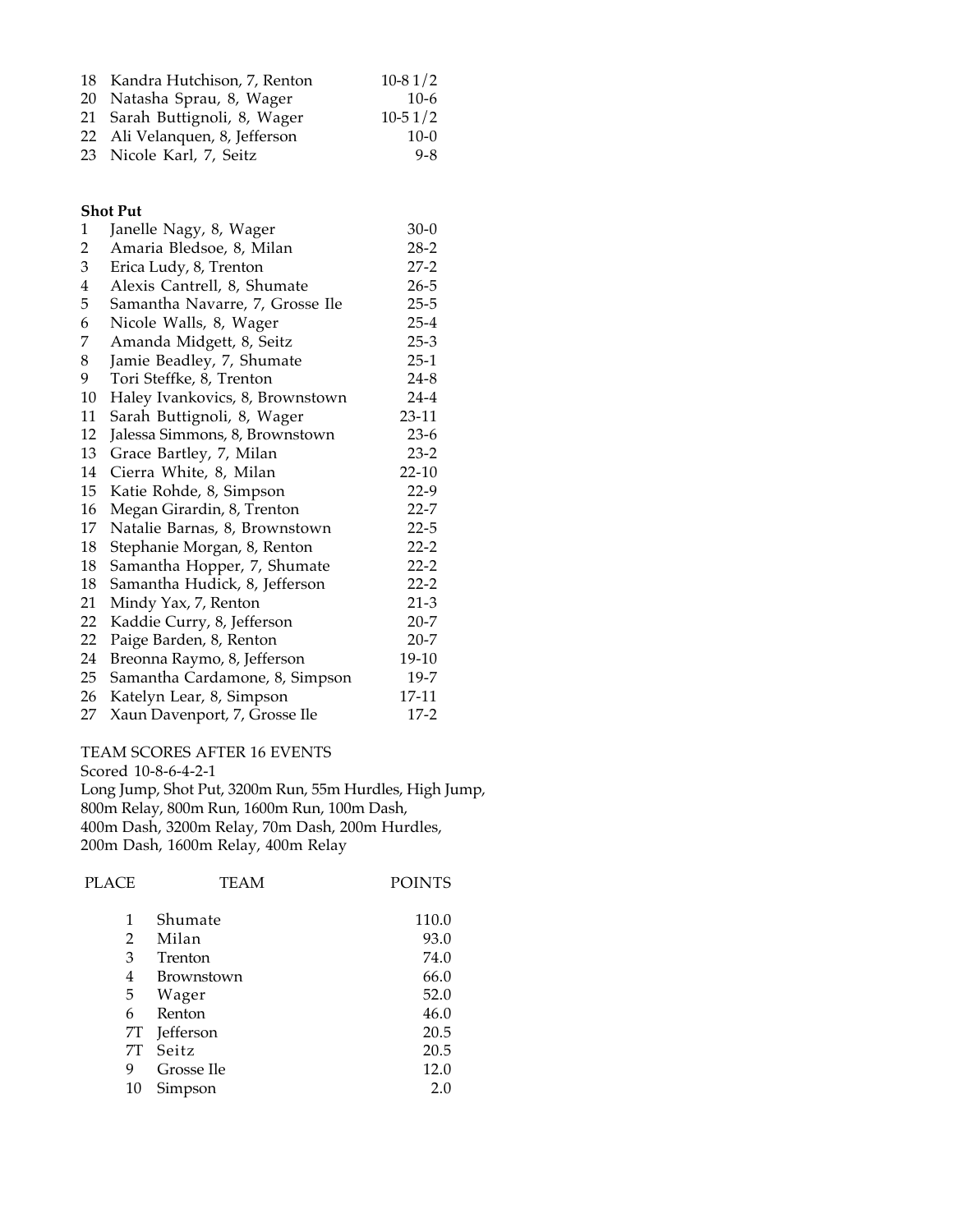| | | |
|---|---|---|
| 18 | Kandra Hutchison, 7, Renton | 10-8 1/2 |
| 20 | Natasha Sprau, 8, Wager | 10-6 |
| 21 | Sarah Buttignoli, 8, Wager | 10-5 1/2 |
| 22 | Ali Velanquen, 8, Jefferson | 10-0 |
| 23 | Nicole Karl, 7, Seitz | 9-8 |

**Shot Put**

| | | |
|---|---|---|
| 1 | Janelle Nagy, 8, Wager | 30-0 |
| 2 | Amaria Bledsoe, 8, Milan | 28-2 |
| 3 | Erica Ludy, 8, Trenton | 27-2 |
| 4 | Alexis Cantrell, 8, Shumate | 26-5 |
| 5 | Samantha Navarre, 7, Grosse Ile | 25-5 |
| 6 | Nicole Walls, 8, Wager | 25-4 |
| 7 | Amanda Midgett, 8, Seitz | 25-3 |
| 8 | Jamie Beadley, 7, Shumate | 25-1 |
| 9 | Tori Steffke, 8, Trenton | 24-8 |
| 10 | Haley Ivankovics, 8, Brownstown | 24-4 |
| 11 | Sarah Buttignoli, 8, Wager | 23-11 |
| 12 | Jalessa Simmons, 8, Brownstown | 23-6 |
| 13 | Grace Bartley, 7, Milan | 23-2 |
| 14 | Cierra White, 8, Milan | 22-10 |
| 15 | Katie Rohde, 8, Simpson | 22-9 |
| 16 | Megan Girardin, 8, Trenton | 22-7 |
| 17 | Natalie Barnas, 8, Brownstown | 22-5 |
| 18 | Stephanie Morgan, 8, Renton | 22-2 |
| 18 | Samantha Hopper, 7, Shumate | 22-2 |
| 18 | Samantha Hudick, 8, Jefferson | 22-2 |
| 21 | Mindy Yax, 7, Renton | 21-3 |
| 22 | Kaddie Curry, 8, Jefferson | 20-7 |
| 22 | Paige Barden, 8, Renton | 20-7 |
| 24 | Breonna Raymo, 8, Jefferson | 19-10 |
| 25 | Samantha Cardamone, 8, Simpson | 19-7 |
| 26 | Katelyn Lear, 8, Simpson | 17-11 |
| 27 | Xaun Davenport, 7, Grosse Ile | 17-2 |

TEAM SCORES AFTER 16 EVENTS
Scored 10-8-6-4-2-1
Long Jump, Shot Put, 3200m Run, 55m Hurdles, High Jump, 800m Relay, 800m Run, 1600m Run, 100m Dash, 400m Dash, 3200m Relay, 70m Dash, 200m Hurdles, 200m Dash, 1600m Relay, 400m Relay

| PLACE | TEAM | POINTS |
|---|---|---|
| 1 | Shumate | 110.0 |
| 2 | Milan | 93.0 |
| 3 | Trenton | 74.0 |
| 4 | Brownstown | 66.0 |
| 5 | Wager | 52.0 |
| 6 | Renton | 46.0 |
| 7T | Jefferson | 20.5 |
| 7T | Seitz | 20.5 |
| 9 | Grosse Ile | 12.0 |
| 10 | Simpson | 2.0 |